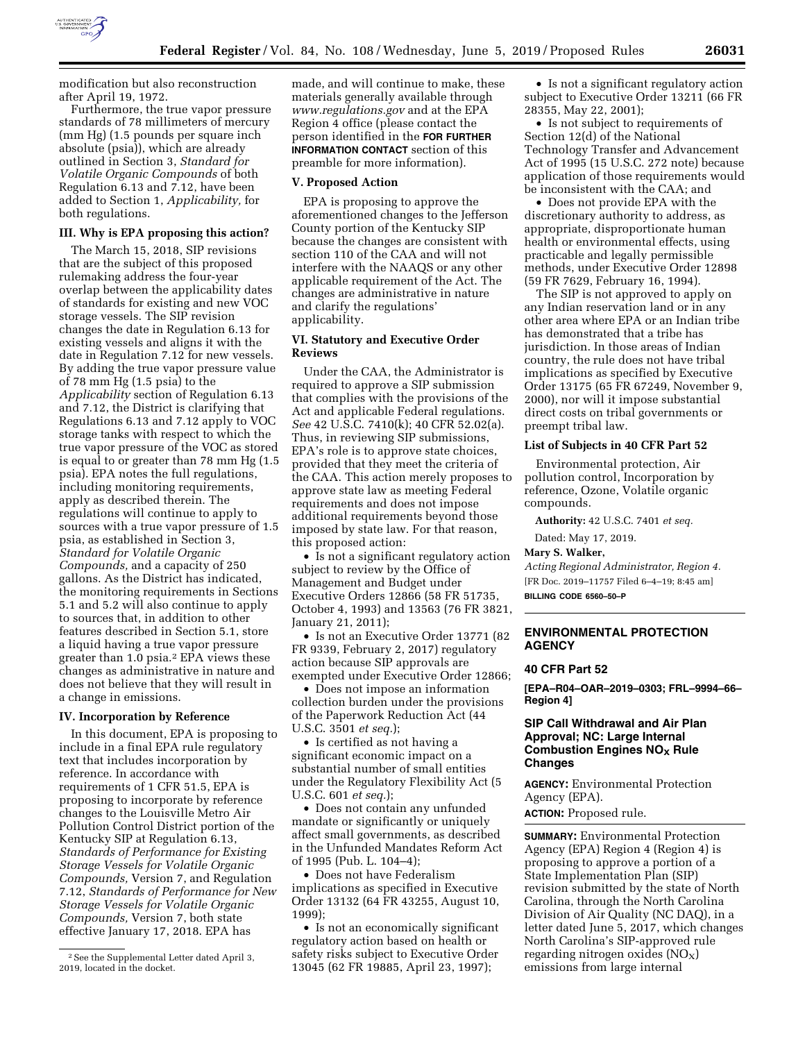modification but also reconstruction after April 19, 1972.

Furthermore, the true vapor pressure standards of 78 millimeters of mercury (mm Hg) (1.5 pounds per square inch absolute (psia)), which are already outlined in Section 3, *Standard for Volatile Organic Compounds* of both Regulation 6.13 and 7.12, have been added to Section 1, *Applicability,* for both regulations.

### III. Why is EPA proposing this action?

The March 15, 2018, SIP revisions that are the subject of this proposed rulemaking address the four-year overlap between the applicability dates of standards for existing and new VOC storage vessels. The SIP revision changes the date in Regulation 6.13 for existing vessels and aligns it with the date in Regulation 7.12 for new vessels. By adding the true vapor pressure value of 78 mm Hg (1.5 psia) to the *Applicability* section of Regulation 6.13 and 7.12, the District is clarifying that Regulations 6.13 and 7.12 apply to VOC storage tanks with respect to which the true vapor pressure of the VOC as stored is equal to or greater than 78 mm Hg (1.5 psia). EPA notes the full regulations, including monitoring requirements, apply as described therein. The regulations will continue to apply to sources with a true vapor pressure of 1.5 psia, as established in Section 3, *Standard for Volatile Organic Compounds,* and a capacity of 250 gallons. As the District has indicated, the monitoring requirements in Sections 5.1 and 5.2 will also continue to apply to sources that, in addition to other features described in Section 5.1, store a liquid having a true vapor pressure greater than 1.0 psia.[2] EPA views these changes as administrative in nature and does not believe that they will result in a change in emissions.

### IV. Incorporation by Reference

In this document, EPA is proposing to include in a final EPA rule regulatory text that includes incorporation by reference. In accordance with requirements of 1 CFR 51.5, EPA is proposing to incorporate by reference changes to the Louisville Metro Air Pollution Control District portion of the Kentucky SIP at Regulation 6.13, *Standards of Performance for Existing Storage Vessels for Volatile Organic Compounds,* Version 7, and Regulation 7.12, *Standards of Performance for New Storage Vessels for Volatile Organic Compounds,* Version 7, both state effective January 17, 2018. EPA has made, and will continue to make, these materials generally available through *www.regulations.gov* and at the EPA Region 4 office (please contact the person identified in the **FOR FURTHER INFORMATION CONTACT** section of this preamble for more information).

### V. Proposed Action

EPA is proposing to approve the aforementioned changes to the Jefferson County portion of the Kentucky SIP because the changes are consistent with section 110 of the CAA and will not interfere with the NAAQS or any other applicable requirement of the Act. The changes are administrative in nature and clarify the regulations' applicability.

### VI. Statutory and Executive Order Reviews

Under the CAA, the Administrator is required to approve a SIP submission that complies with the provisions of the Act and applicable Federal regulations. *See* 42 U.S.C. 7410(k); 40 CFR 52.02(a). Thus, in reviewing SIP submissions, EPA's role is to approve state choices, provided that they meet the criteria of the CAA. This action merely proposes to approve state law as meeting Federal requirements and does not impose additional requirements beyond those imposed by state law. For that reason, this proposed action:

- Is not a significant regulatory action subject to review by the Office of Management and Budget under Executive Orders 12866 (58 FR 51735, October 4, 1993) and 13563 (76 FR 3821, January 21, 2011);
- Is not an Executive Order 13771 (82 FR 9339, February 2, 2017) regulatory action because SIP approvals are exempted under Executive Order 12866;
- Does not impose an information collection burden under the provisions of the Paperwork Reduction Act (44 U.S.C. 3501 *et seq.*);
- Is certified as not having a significant economic impact on a substantial number of small entities under the Regulatory Flexibility Act (5 U.S.C. 601 *et seq.*);
- Does not contain any unfunded mandate or significantly or uniquely affect small governments, as described in the Unfunded Mandates Reform Act of 1995 (Pub. L. 104–4);
- Does not have Federalism implications as specified in Executive Order 13132 (64 FR 43255, August 10, 1999);
- Is not an economically significant regulatory action based on health or safety risks subject to Executive Order 13045 (62 FR 19885, April 23, 1997);
- Is not a significant regulatory action subject to Executive Order 13211 (66 FR 28355, May 22, 2001);
- Is not subject to requirements of Section 12(d) of the National Technology Transfer and Advancement Act of 1995 (15 U.S.C. 272 note) because application of those requirements would be inconsistent with the CAA; and
- Does not provide EPA with the discretionary authority to address, as appropriate, disproportionate human health or environmental effects, using practicable and legally permissible methods, under Executive Order 12898 (59 FR 7629, February 16, 1994).

The SIP is not approved to apply on any Indian reservation land or in any other area where EPA or an Indian tribe has demonstrated that a tribe has jurisdiction. In those areas of Indian country, the rule does not have tribal implications as specified by Executive Order 13175 (65 FR 67249, November 9, 2000), nor will it impose substantial direct costs on tribal governments or preempt tribal law.

### List of Subjects in 40 CFR Part 52

Environmental protection, Air pollution control, Incorporation by reference, Ozone, Volatile organic compounds.

**Authority:** 42 U.S.C. 7401 *et seq.*

Dated: May 17, 2019.

**Mary S. Walker,**

*Acting Regional Administrator, Region 4.*

[FR Doc. 2019–11757 Filed 6–4–19; 8:45 am]

**BILLING CODE 6560–50–P**

---

[2] See the Supplemental Letter dated April 3, 2019, located in the docket.

---

## ENVIRONMENTAL PROTECTION AGENCY

### 40 CFR Part 52

**[EPA–R04–OAR–2019–0303; FRL–9994–66–Region 4]**

### SIP Call Withdrawal and Air Plan Approval; NC: Large Internal Combustion Engines $NO_X$ Rule Changes

**AGENCY:** Environmental Protection Agency (EPA).

**ACTION:** Proposed rule.

**SUMMARY:** Environmental Protection Agency (EPA) Region 4 (Region 4) is proposing to approve a portion of a State Implementation Plan (SIP) revision submitted by the state of North Carolina, through the North Carolina Division of Air Quality (NC DAQ), in a letter dated June 5, 2017, which changes North Carolina's SIP-approved rule regarding nitrogen oxides ($NO_X$) emissions from large internal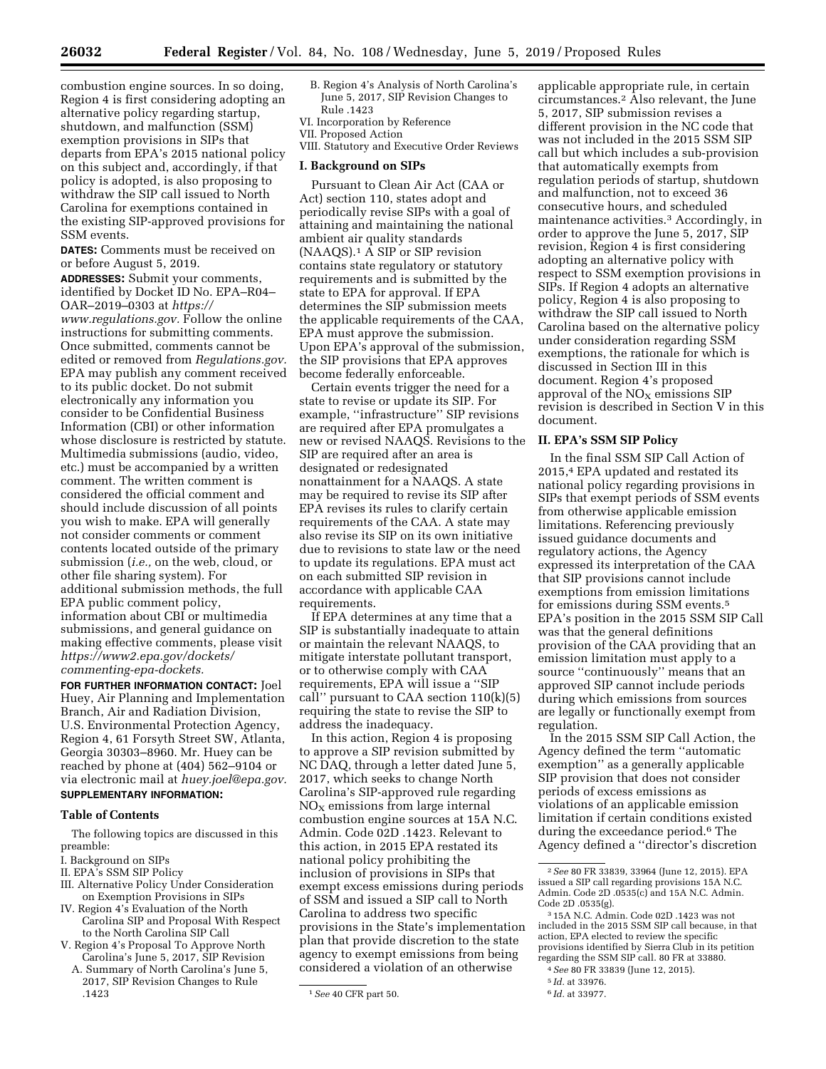combustion engine sources. In so doing, Region 4 is first considering adopting an alternative policy regarding startup, shutdown, and malfunction (SSM) exemption provisions in SIPs that departs from EPA's 2015 national policy on this subject and, accordingly, if that policy is adopted, is also proposing to withdraw the SIP call issued to North Carolina for exemptions contained in the existing SIP-approved provisions for SSM events.

**DATES:** Comments must be received on or before August 5, 2019.

**ADDRESSES:** Submit your comments, identified by Docket ID No. EPA–R04–OAR–2019–0303 at *https://www.regulations.gov.* Follow the online instructions for submitting comments. Once submitted, comments cannot be edited or removed from *Regulations.gov.* EPA may publish any comment received to its public docket. Do not submit electronically any information you consider to be Confidential Business Information (CBI) or other information whose disclosure is restricted by statute. Multimedia submissions (audio, video, etc.) must be accompanied by a written comment. The written comment is considered the official comment and should include discussion of all points you wish to make. EPA will generally not consider comments or comment contents located outside of the primary submission (*i.e.,* on the web, cloud, or other file sharing system). For additional submission methods, the full EPA public comment policy, information about CBI or multimedia submissions, and general guidance on making effective comments, please visit *https://www2.epa.gov/dockets/commenting-epa-dockets.*

**FOR FURTHER INFORMATION CONTACT:** Joel Huey, Air Planning and Implementation Branch, Air and Radiation Division, U.S. Environmental Protection Agency, Region 4, 61 Forsyth Street SW, Atlanta, Georgia 30303–8960. Mr. Huey can be reached by phone at (404) 562–9104 or via electronic mail at *huey.joel@epa.gov.*

**SUPPLEMENTARY INFORMATION:**

**Table of Contents**

The following topics are discussed in this preamble:

I. Background on SIPs
II. EPA's SSM SIP Policy
III. Alternative Policy Under Consideration on Exemption Provisions in SIPs
IV. Region 4's Evaluation of the North Carolina SIP and Proposal With Respect to the North Carolina SIP Call
V. Region 4's Proposal To Approve North Carolina's June 5, 2017, SIP Revision
  A. Summary of North Carolina's June 5, 2017, SIP Revision Changes to Rule .1423
  B. Region 4's Analysis of North Carolina's June 5, 2017, SIP Revision Changes to Rule .1423
VI. Incorporation by Reference
VII. Proposed Action
VIII. Statutory and Executive Order Reviews

## I. Background on SIPs

Pursuant to Clean Air Act (CAA or Act) section 110, states adopt and periodically revise SIPs with a goal of attaining and maintaining the national ambient air quality standards (NAAQS).[1] A SIP or SIP revision contains state regulatory or statutory requirements and is submitted by the state to EPA for approval. If EPA determines the SIP submission meets the applicable requirements of the CAA, EPA must approve the submission. Upon EPA's approval of the submission, the SIP provisions that EPA approves become federally enforceable.

Certain events trigger the need for a state to revise or update its SIP. For example, ''infrastructure'' SIP revisions are required after EPA promulgates a new or revised NAAQS. Revisions to the SIP are required after an area is designated or redesignated nonattainment for a NAAQS. A state may be required to revise its SIP after EPA revises its rules to clarify certain requirements of the CAA. A state may also revise its SIP on its own initiative due to revisions to state law or the need to update its regulations. EPA must act on each submitted SIP revision in accordance with applicable CAA requirements.

If EPA determines at any time that a SIP is substantially inadequate to attain or maintain the relevant NAAQS, to mitigate interstate pollutant transport, or to otherwise comply with CAA requirements, EPA will issue a ''SIP call'' pursuant to CAA section 110(k)(5) requiring the state to revise the SIP to address the inadequacy.

In this action, Region 4 is proposing to approve a SIP revision submitted by NC DAQ, through a letter dated June 5, 2017, which seeks to change North Carolina's SIP-approved rule regarding $NO_X$ emissions from large internal combustion engine sources at 15A N.C. Admin. Code 02D .1423. Relevant to this action, in 2015 EPA restated its national policy prohibiting the inclusion of provisions in SIPs that exempt excess emissions during periods of SSM and issued a SIP call to North Carolina to address two specific provisions in the State's implementation plan that provide discretion to the state agency to exempt emissions from being considered a violation of an otherwise applicable appropriate rule, in certain circumstances.[2] Also relevant, the June 5, 2017, SIP submission revises a different provision in the NC code that was not included in the 2015 SSM SIP call but which includes a sub-provision that automatically exempts from regulation periods of startup, shutdown and malfunction, not to exceed 36 consecutive hours, and scheduled maintenance activities.[3] Accordingly, in order to approve the June 5, 2017, SIP revision, Region 4 is first considering adopting an alternative policy with respect to SSM exemption provisions in SIPs. If Region 4 adopts an alternative policy, Region 4 is also proposing to withdraw the SIP call issued to North Carolina based on the alternative policy under consideration regarding SSM exemptions, the rationale for which is discussed in Section III in this document. Region 4's proposed approval of the $NO_X$ emissions SIP revision is described in Section V in this document.

## II. EPA's SSM SIP Policy

In the final SSM SIP Call Action of 2015,[4] EPA updated and restated its national policy regarding provisions in SIPs that exempt periods of SSM events from otherwise applicable emission limitations. Referencing previously issued guidance documents and regulatory actions, the Agency expressed its interpretation of the CAA that SIP provisions cannot include exemptions from emission limitations for emissions during SSM events.[5] EPA's position in the 2015 SSM SIP Call was that the general definitions provision of the CAA providing that an emission limitation must apply to a source ''continuously'' means that an approved SIP cannot include periods during which emissions from sources are legally or functionally exempt from regulation.

In the 2015 SSM SIP Call Action, the Agency defined the term ''automatic exemption'' as a generally applicable SIP provision that does not consider periods of excess emissions as violations of an applicable emission limitation if certain conditions existed during the exceedance period.[6] The Agency defined a ''director's discretion

---

[1] *See* 40 CFR part 50.

[2] *See* 80 FR 33839, 33964 (June 12, 2015). EPA issued a SIP call regarding provisions 15A N.C. Admin. Code 2D .0535(c) and 15A N.C. Admin. Code 2D .0535(g).

[3] 15A N.C. Admin. Code 02D .1423 was not included in the 2015 SSM SIP call because, in that action, EPA elected to review the specific provisions identified by Sierra Club in its petition regarding the SSM SIP call. 80 FR at 33880.

[4] *See* 80 FR 33839 (June 12, 2015).

[5] *Id.* at 33976.

[6] *Id.* at 33977.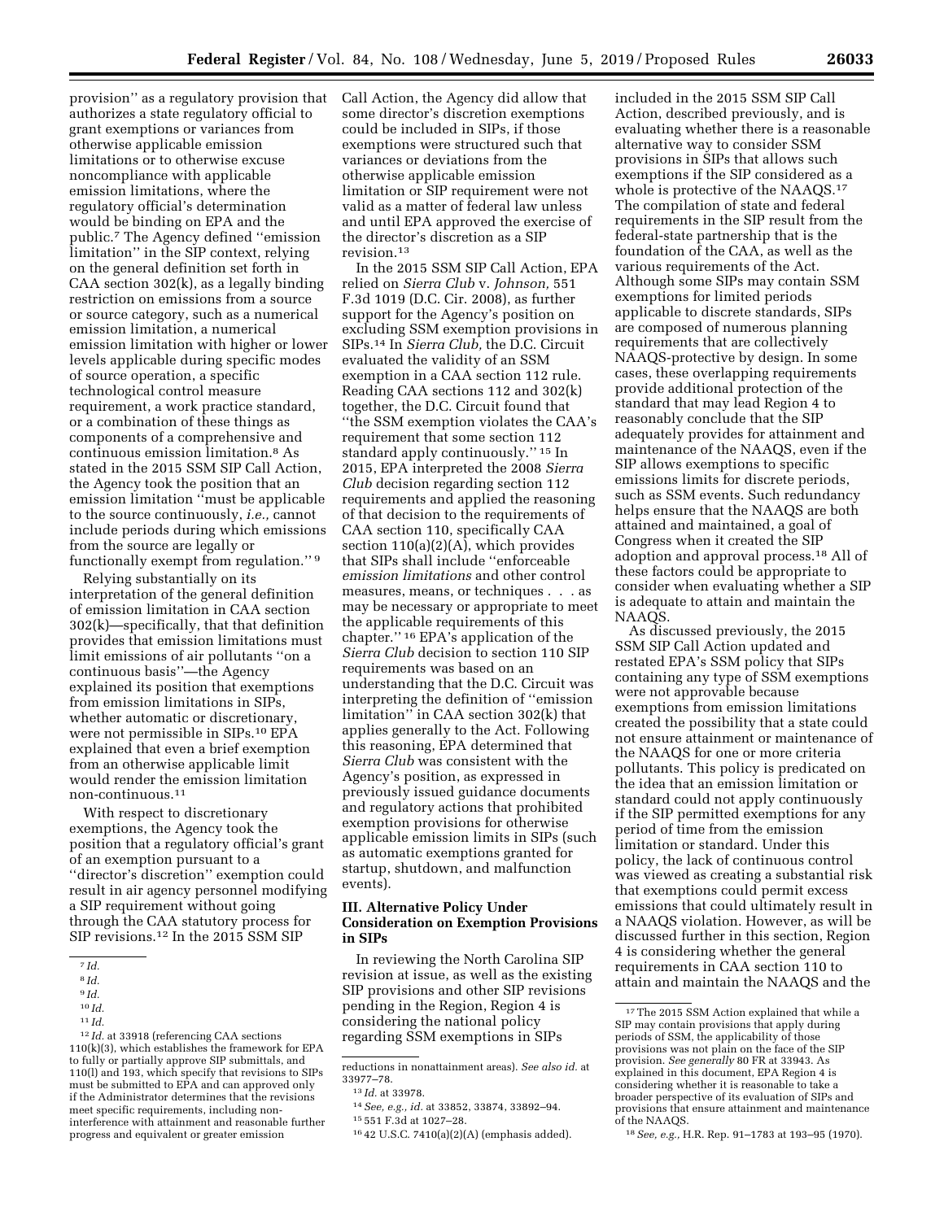provision'' as a regulatory provision that authorizes a state regulatory official to grant exemptions or variances from otherwise applicable emission limitations or to otherwise excuse noncompliance with applicable emission limitations, where the regulatory official's determination would be binding on EPA and the public.[7] The Agency defined ''emission limitation'' in the SIP context, relying on the general definition set forth in CAA section 302(k), as a legally binding restriction on emissions from a source or source category, such as a numerical emission limitation, a numerical emission limitation with higher or lower levels applicable during specific modes of source operation, a specific technological control measure requirement, a work practice standard, or a combination of these things as components of a comprehensive and continuous emission limitation.[8] As stated in the 2015 SSM SIP Call Action, the Agency took the position that an emission limitation ''must be applicable to the source continuously, *i.e.,* cannot include periods during which emissions from the source are legally or functionally exempt from regulation.'' [9]

Relying substantially on its interpretation of the general definition of emission limitation in CAA section 302(k)—specifically, that that definition provides that emission limitations must limit emissions of air pollutants ''on a continuous basis''—the Agency explained its position that exemptions from emission limitations in SIPs, whether automatic or discretionary, were not permissible in SIPs.[10] EPA explained that even a brief exemption from an otherwise applicable limit would render the emission limitation non-continuous.[11]

With respect to discretionary exemptions, the Agency took the position that a regulatory official's grant of an exemption pursuant to a ''director's discretion'' exemption could result in air agency personnel modifying a SIP requirement without going through the CAA statutory process for SIP revisions.[12] In the 2015 SSM SIP Call Action, the Agency did allow that some director's discretion exemptions could be included in SIPs, if those exemptions were structured such that variances or deviations from the otherwise applicable emission limitation or SIP requirement were not valid as a matter of federal law unless and until EPA approved the exercise of the director's discretion as a SIP revision.[13]

In the 2015 SSM SIP Call Action, EPA relied on *Sierra Club* v. *Johnson,* 551 F.3d 1019 (D.C. Cir. 2008), as further support for the Agency's position on excluding SSM exemption provisions in SIPs.[14] In *Sierra Club,* the D.C. Circuit evaluated the validity of an SSM exemption in a CAA section 112 rule. Reading CAA sections 112 and 302(k) together, the D.C. Circuit found that ''the SSM exemption violates the CAA's requirement that some section 112 standard apply continuously.'' [15] In 2015, EPA interpreted the 2008 *Sierra Club* decision regarding section 112 requirements and applied the reasoning of that decision to the requirements of CAA section 110, specifically CAA section 110(a)(2)(A), which provides that SIPs shall include ''enforceable *emission limitations* and other control measures, means, or techniques . . . as may be necessary or appropriate to meet the applicable requirements of this chapter.'' [16] EPA's application of the *Sierra Club* decision to section 110 SIP requirements was based on an understanding that the D.C. Circuit was interpreting the definition of ''emission limitation'' in CAA section 302(k) that applies generally to the Act. Following this reasoning, EPA determined that *Sierra Club* was consistent with the Agency's position, as expressed in previously issued guidance documents and regulatory actions that prohibited exemption provisions for otherwise applicable emission limits in SIPs (such as automatic exemptions granted for startup, shutdown, and malfunction events).

### III. Alternative Policy Under Consideration on Exemption Provisions in SIPs

In reviewing the North Carolina SIP revision at issue, as well as the existing SIP provisions and other SIP revisions pending in the Region, Region 4 is considering the national policy regarding SSM exemptions in SIPs included in the 2015 SSM SIP Call Action, described previously, and is evaluating whether there is a reasonable alternative way to consider SSM provisions in SIPs that allows such exemptions if the SIP considered as a whole is protective of the NAAQS.[17] The compilation of state and federal requirements in the SIP result from the federal-state partnership that is the foundation of the CAA, as well as the various requirements of the Act. Although some SIPs may contain SSM exemptions for limited periods applicable to discrete standards, SIPs are composed of numerous planning requirements that are collectively NAAQS-protective by design. In some cases, these overlapping requirements provide additional protection of the standard that may lead Region 4 to reasonably conclude that the SIP adequately provides for attainment and maintenance of the NAAQS, even if the SIP allows exemptions to specific emissions limits for discrete periods, such as SSM events. Such redundancy helps ensure that the NAAQS are both attained and maintained, a goal of Congress when it created the SIP adoption and approval process.[18] All of these factors could be appropriate to consider when evaluating whether a SIP is adequate to attain and maintain the NAAQS.

As discussed previously, the 2015 SSM SIP Call Action updated and restated EPA's SSM policy that SIPs containing any type of SSM exemptions were not approvable because exemptions from emission limitations created the possibility that a state could not ensure attainment or maintenance of the NAAQS for one or more criteria pollutants. This policy is predicated on the idea that an emission limitation or standard could not apply continuously if the SIP permitted exemptions for any period of time from the emission limitation or standard. Under this policy, the lack of continuous control was viewed as creating a substantial risk that exemptions could permit excess emissions that could ultimately result in a NAAQS violation. However, as will be discussed further in this section, Region 4 is considering whether the general requirements in CAA section 110 to attain and maintain the NAAQS and the

---

[7] *Id.*

[8] *Id.*

[9] *Id.*

[10] *Id.*

[11] *Id.*

[12] *Id.* at 33918 (referencing CAA sections 110(k)(3), which establishes the framework for EPA to fully or partially approve SIP submittals, and 110(l) and 193, which specify that revisions to SIPs must be submitted to EPA and can approved only if the Administrator determines that the revisions meet specific requirements, including non-interference with attainment and reasonable further progress and equivalent or greater emission reductions in nonattainment areas). *See also id.* at 33977–78.

[13] *Id.* at 33978.

[14] *See, e.g., id.* at 33852, 33874, 33892–94.

[15] 551 F.3d at 1027–28.

[16] 42 U.S.C. 7410(a)(2)(A) (emphasis added).

[17] The 2015 SSM Action explained that while a SIP may contain provisions that apply during periods of SSM, the applicability of those provisions was not plain on the face of the SIP provision. *See generally* 80 FR at 33943. As explained in this document, EPA Region 4 is considering whether it is reasonable to take a broader perspective of its evaluation of SIPs and provisions that ensure attainment and maintenance of the NAAQS.

[18] *See, e.g.,* H.R. Rep. 91–1783 at 193–95 (1970).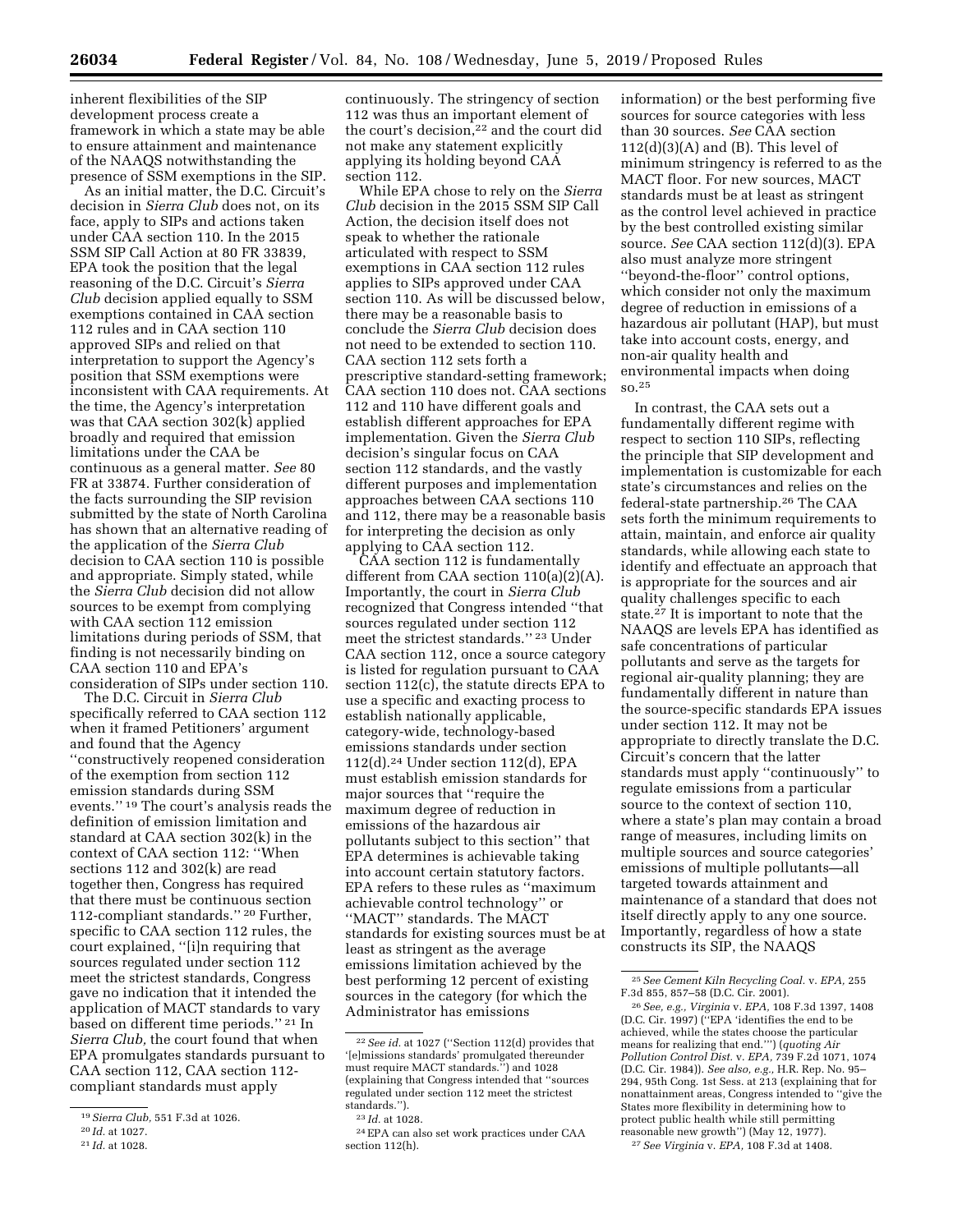inherent flexibilities of the SIP development process create a framework in which a state may be able to ensure attainment and maintenance of the NAAQS notwithstanding the presence of SSM exemptions in the SIP.

As an initial matter, the D.C. Circuit's decision in *Sierra Club* does not, on its face, apply to SIPs and actions taken under CAA section 110. In the 2015 SSM SIP Call Action at 80 FR 33839, EPA took the position that the legal reasoning of the D.C. Circuit's *Sierra Club* decision applied equally to SSM exemptions contained in CAA section 112 rules and in CAA section 110 approved SIPs and relied on that interpretation to support the Agency's position that SSM exemptions were inconsistent with CAA requirements. At the time, the Agency's interpretation was that CAA section 302(k) applied broadly and required that emission limitations under the CAA be continuous as a general matter. *See* 80 FR at 33874. Further consideration of the facts surrounding the SIP revision submitted by the state of North Carolina has shown that an alternative reading of the application of the *Sierra Club* decision to CAA section 110 is possible and appropriate. Simply stated, while the *Sierra Club* decision did not allow sources to be exempt from complying with CAA section 112 emission limitations during periods of SSM, that finding is not necessarily binding on CAA section 110 and EPA's consideration of SIPs under section 110.

The D.C. Circuit in *Sierra Club* specifically referred to CAA section 112 when it framed Petitioners' argument and found that the Agency "constructively reopened consideration of the exemption from section 112 emission standards during SSM events." [19] The court's analysis reads the definition of emission limitation and standard at CAA section 302(k) in the context of CAA section 112: "When sections 112 and 302(k) are read together then, Congress has required that there must be continuous section 112-compliant standards." [20] Further, specific to CAA section 112 rules, the court explained, "[i]n requiring that sources regulated under section 112 meet the strictest standards, Congress gave no indication that it intended the application of MACT standards to vary based on different time periods." [21] In *Sierra Club*, the court found that when EPA promulgates standards pursuant to CAA section 112, CAA section 112-compliant standards must apply continuously. The stringency of section 112 was thus an important element of the court's decision,[22] and the court did not make any statement explicitly applying its holding beyond CAA section 112.

While EPA chose to rely on the *Sierra Club* decision in the 2015 SSM SIP Call Action, the decision itself does not speak to whether the rationale articulated with respect to SSM exemptions in CAA section 112 rules applies to SIPs approved under CAA section 110. As will be discussed below, there may be a reasonable basis to conclude the *Sierra Club* decision does not need to be extended to section 110. CAA section 112 sets forth a prescriptive standard-setting framework; CAA section 110 does not. CAA sections 112 and 110 have different goals and establish different approaches for EPA implementation. Given the *Sierra Club* decision's singular focus on CAA section 112 standards, and the vastly different purposes and implementation approaches between CAA sections 110 and 112, there may be a reasonable basis for interpreting the decision as only applying to CAA section 112.

CAA section 112 is fundamentally different from CAA section 110(a)(2)(A). Importantly, the court in *Sierra Club* recognized that Congress intended "that sources regulated under section 112 meet the strictest standards." [23] Under CAA section 112, once a source category is listed for regulation pursuant to CAA section 112(c), the statute directs EPA to use a specific and exacting process to establish nationally applicable, category-wide, technology-based emissions standards under section 112(d).[24] Under section 112(d), EPA must establish emission standards for major sources that "require the maximum degree of reduction in emissions of the hazardous air pollutants subject to this section" that EPA determines is achievable taking into account certain statutory factors. EPA refers to these rules as "maximum achievable control technology" or "MACT" standards. The MACT standards for existing sources must be at least as stringent as the average emissions limitation achieved by the best performing 12 percent of existing sources in the category (for which the Administrator has emissions information) or the best performing five sources for source categories with less than 30 sources. *See* CAA section 112(d)(3)(A) and (B). This level of minimum stringency is referred to as the MACT floor. For new sources, MACT standards must be at least as stringent as the control level achieved in practice by the best controlled existing similar source. *See* CAA section 112(d)(3). EPA also must analyze more stringent "beyond-the-floor" control options, which consider not only the maximum degree of reduction in emissions of a hazardous air pollutant (HAP), but must take into account costs, energy, and non-air quality health and environmental impacts when doing so.[25]

In contrast, the CAA sets out a fundamentally different regime with respect to section 110 SIPs, reflecting the principle that SIP development and implementation is customizable for each state's circumstances and relies on the federal-state partnership.[26] The CAA sets forth the minimum requirements to attain, maintain, and enforce air quality standards, while allowing each state to identify and effectuate an approach that is appropriate for the sources and air quality challenges specific to each state.[27] It is important to note that the NAAQS are levels EPA has identified as safe concentrations of particular pollutants and serve as the targets for regional air-quality planning; they are fundamentally different in nature than the source-specific standards EPA issues under section 112. It may not be appropriate to directly translate the D.C. Circuit's concern that the latter standards must apply "continuously" to regulate emissions from a particular source to the context of section 110, where a state's plan may contain a broad range of measures, including limits on multiple sources and source categories' emissions of multiple pollutants—all targeted towards attainment and maintenance of a standard that does not itself directly apply to any one source. Importantly, regardless of how a state constructs its SIP, the NAAQS

---

[19] *Sierra Club,* 551 F.3d at 1026.

[20] *Id.* at 1027.

[21] *Id.* at 1028.

[22] *See id.* at 1027 ("Section 112(d) provides that '[e]missions standards' promulgated thereunder must require MACT standards.") and 1028 (explaining that Congress intended that "sources regulated under section 112 meet the strictest standards.").

[23] *Id.* at 1028.

[24] EPA can also set work practices under CAA section 112(h).

[25] *See Cement Kiln Recycling Coal.* v. *EPA,* 255 F.3d 855, 857–58 (D.C. Cir. 2001).

[26] *See, e.g., Virginia* v. *EPA,* 108 F.3d 1397, 1408 (D.C. Cir. 1997) ("EPA 'identifies the end to be achieved, while the states choose the particular means for realizing that end.'") (*quoting Air Pollution Control Dist.* v. *EPA,* 739 F.2d 1071, 1074 (D.C. Cir. 1984)). *See also, e.g.,* H.R. Rep. No. 95–294, 95th Cong. 1st Sess. at 213 (explaining that for nonattainment areas, Congress intended to "give the States more flexibility in determining how to protect public health while still permitting reasonable new growth") (May 12, 1977).

[27] *See Virginia* v. *EPA,* 108 F.3d at 1408.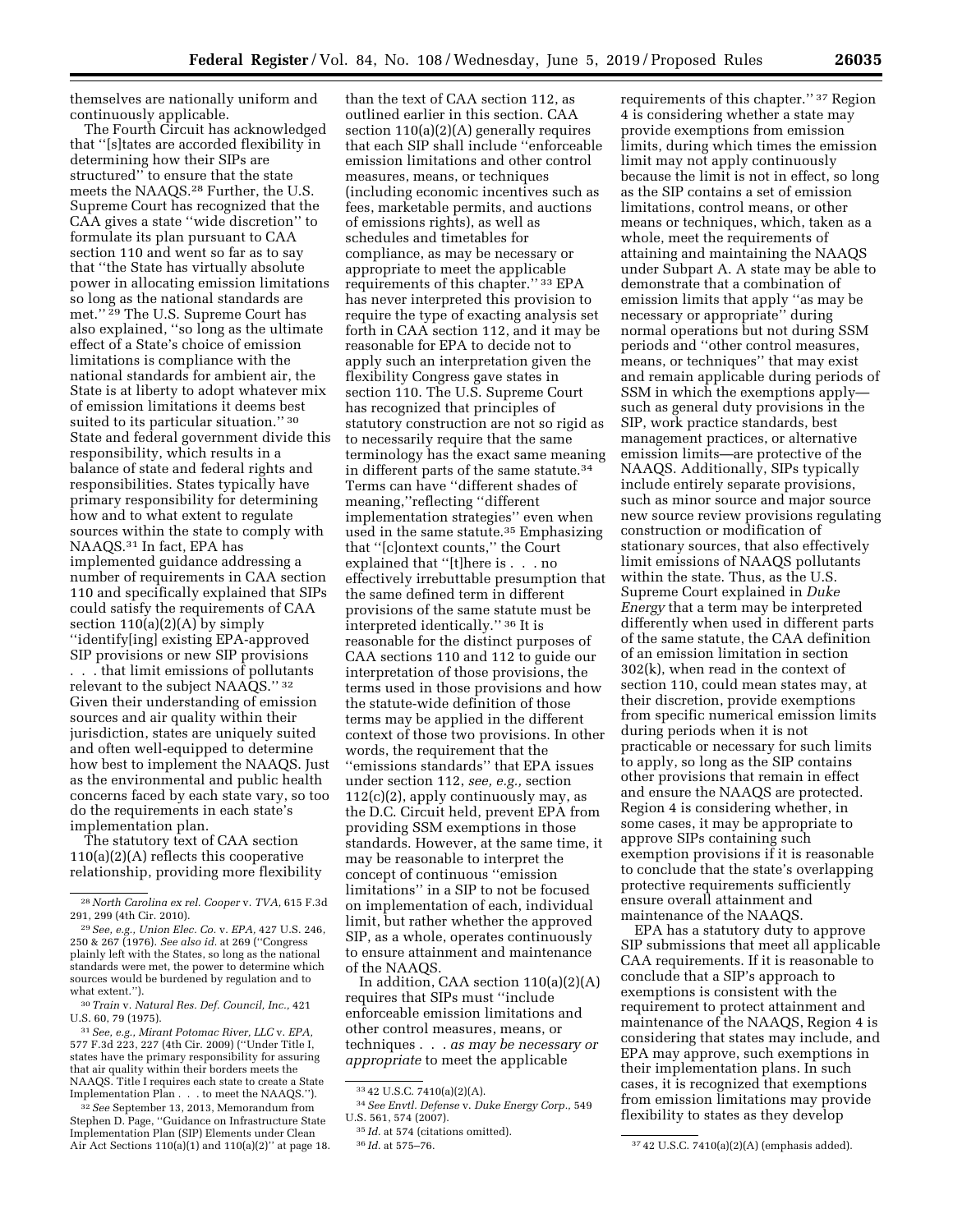themselves are nationally uniform and continuously applicable.

The Fourth Circuit has acknowledged that ''[s]tates are accorded flexibility in determining how their SIPs are structured'' to ensure that the state meets the NAAQS.[28] Further, the U.S. Supreme Court has recognized that the CAA gives a state ''wide discretion'' to formulate its plan pursuant to CAA section 110 and went so far as to say that ''the State has virtually absolute power in allocating emission limitations so long as the national standards are met.''[29] The U.S. Supreme Court has also explained, ''so long as the ultimate effect of a State's choice of emission limitations is compliance with the national standards for ambient air, the State is at liberty to adopt whatever mix of emission limitations it deems best suited to its particular situation.''[30] State and federal government divide this responsibility, which results in a balance of state and federal rights and responsibilities. States typically have primary responsibility for determining how and to what extent to regulate sources within the state to comply with NAAQS.[31] In fact, EPA has implemented guidance addressing a number of requirements in CAA section 110 and specifically explained that SIPs could satisfy the requirements of CAA section 110(a)(2)(A) by simply ''identify[ing] existing EPA-approved SIP provisions or new SIP provisions . . . that limit emissions of pollutants relevant to the subject NAAQS.''[32] Given their understanding of emission sources and air quality within their jurisdiction, states are uniquely suited and often well-equipped to determine how best to implement the NAAQS. Just as the environmental and public health concerns faced by each state vary, so too do the requirements in each state's implementation plan.

The statutory text of CAA section 110(a)(2)(A) reflects this cooperative relationship, providing more flexibility than the text of CAA section 112, as outlined earlier in this section. CAA section 110(a)(2)(A) generally requires that each SIP shall include ''enforceable emission limitations and other control measures, means, or techniques (including economic incentives such as fees, marketable permits, and auctions of emissions rights), as well as schedules and timetables for compliance, as may be necessary or appropriate to meet the applicable requirements of this chapter.''[33] EPA has never interpreted this provision to require the type of exacting analysis set forth in CAA section 112, and it may be reasonable for EPA to decide not to apply such an interpretation given the flexibility Congress gave states in section 110. The U.S. Supreme Court has recognized that principles of statutory construction are not so rigid as to necessarily require that the same terminology has the exact same meaning in different parts of the same statute.[34] Terms can have ''different shades of meaning,''reflecting ''different implementation strategies'' even when used in the same statute.[35] Emphasizing that ''[c]ontext counts,'' the Court explained that ''[t]here is . . . no effectively irrebuttable presumption that the same defined term in different provisions of the same statute must be interpreted identically.''[36] It is reasonable for the distinct purposes of CAA sections 110 and 112 to guide our interpretation of those provisions, the terms used in those provisions and how the statute-wide definition of those terms may be applied in the different context of those two provisions. In other words, the requirement that the ''emissions standards'' that EPA issues under section 112, *see, e.g.,* section 112(c)(2), apply continuously may, as the D.C. Circuit held, prevent EPA from providing SSM exemptions in those standards. However, at the same time, it may be reasonable to interpret the concept of continuous ''emission limitations'' in a SIP to not be focused on implementation of each, individual limit, but rather whether the approved SIP, as a whole, operates continuously to ensure attainment and maintenance of the NAAQS.

In addition, CAA section 110(a)(2)(A) requires that SIPs must ''include enforceable emission limitations and other control measures, means, or techniques . . . *as may be necessary or appropriate* to meet the applicable requirements of this chapter.''[37] Region 4 is considering whether a state may provide exemptions from emission limits, during which times the emission limit may not apply continuously because the limit is not in effect, so long as the SIP contains a set of emission limitations, control means, or other means or techniques, which, taken as a whole, meet the requirements of attaining and maintaining the NAAQS under Subpart A. A state may be able to demonstrate that a combination of emission limits that apply ''as may be necessary or appropriate'' during normal operations but not during SSM periods and ''other control measures, means, or techniques'' that may exist and remain applicable during periods of SSM in which the exemptions apply—such as general duty provisions in the SIP, work practice standards, best management practices, or alternative emission limits—are protective of the NAAQS. Additionally, SIPs typically include entirely separate provisions, such as minor source and major source new source review provisions regulating construction or modification of stationary sources, that also effectively limit emissions of NAAQS pollutants within the state. Thus, as the U.S. Supreme Court explained in *Duke Energy* that a term may be interpreted differently when used in different parts of the same statute, the CAA definition of an emission limitation in section 302(k), when read in the context of section 110, could mean states may, at their discretion, provide exemptions from specific numerical emission limits during periods when it is not practicable or necessary for such limits to apply, so long as the SIP contains other provisions that remain in effect and ensure the NAAQS are protected. Region 4 is considering whether, in some cases, it may be appropriate to approve SIPs containing such exemption provisions if it is reasonable to conclude that the state's overlapping protective requirements sufficiently ensure overall attainment and maintenance of the NAAQS.

EPA has a statutory duty to approve SIP submissions that meet all applicable CAA requirements. If it is reasonable to conclude that a SIP's approach to exemptions is consistent with the requirement to protect attainment and maintenance of the NAAQS, Region 4 is considering that states may include, and EPA may approve, such exemptions in their implementation plans. In such cases, it is recognized that exemptions from emission limitations may provide flexibility to states as they develop

---

[28] *North Carolina ex rel. Cooper* v. *TVA,* 615 F.3d 291, 299 (4th Cir. 2010).

[29] *See, e.g., Union Elec. Co.* v. *EPA,* 427 U.S. 246, 250 & 267 (1976). *See also id.* at 269 (''Congress plainly left with the States, so long as the national standards were met, the power to determine which sources would be burdened by regulation and to what extent.'').

[30] *Train* v. *Natural Res. Def. Council, Inc.,* 421 U.S. 60, 79 (1975).

[31] *See, e.g., Mirant Potomac River, LLC* v. *EPA,* 577 F.3d 223, 227 (4th Cir. 2009) (''Under Title I, states have the primary responsibility for assuring that air quality within their borders meets the NAAQS. Title I requires each state to create a State Implementation Plan . . . to meet the NAAQS.'').

[32] *See* September 13, 2013, Memorandum from Stephen D. Page, ''Guidance on Infrastructure State Implementation Plan (SIP) Elements under Clean Air Act Sections 110(a)(1) and 110(a)(2)'' at page 18.

[33] 42 U.S.C. 7410(a)(2)(A).

[34] *See Envtl. Defense* v. *Duke Energy Corp.,* 549 U.S. 561, 574 (2007).

[35] *Id.* at 574 (citations omitted).

[36] *Id.* at 575–76.

[37] 42 U.S.C. 7410(a)(2)(A) (emphasis added).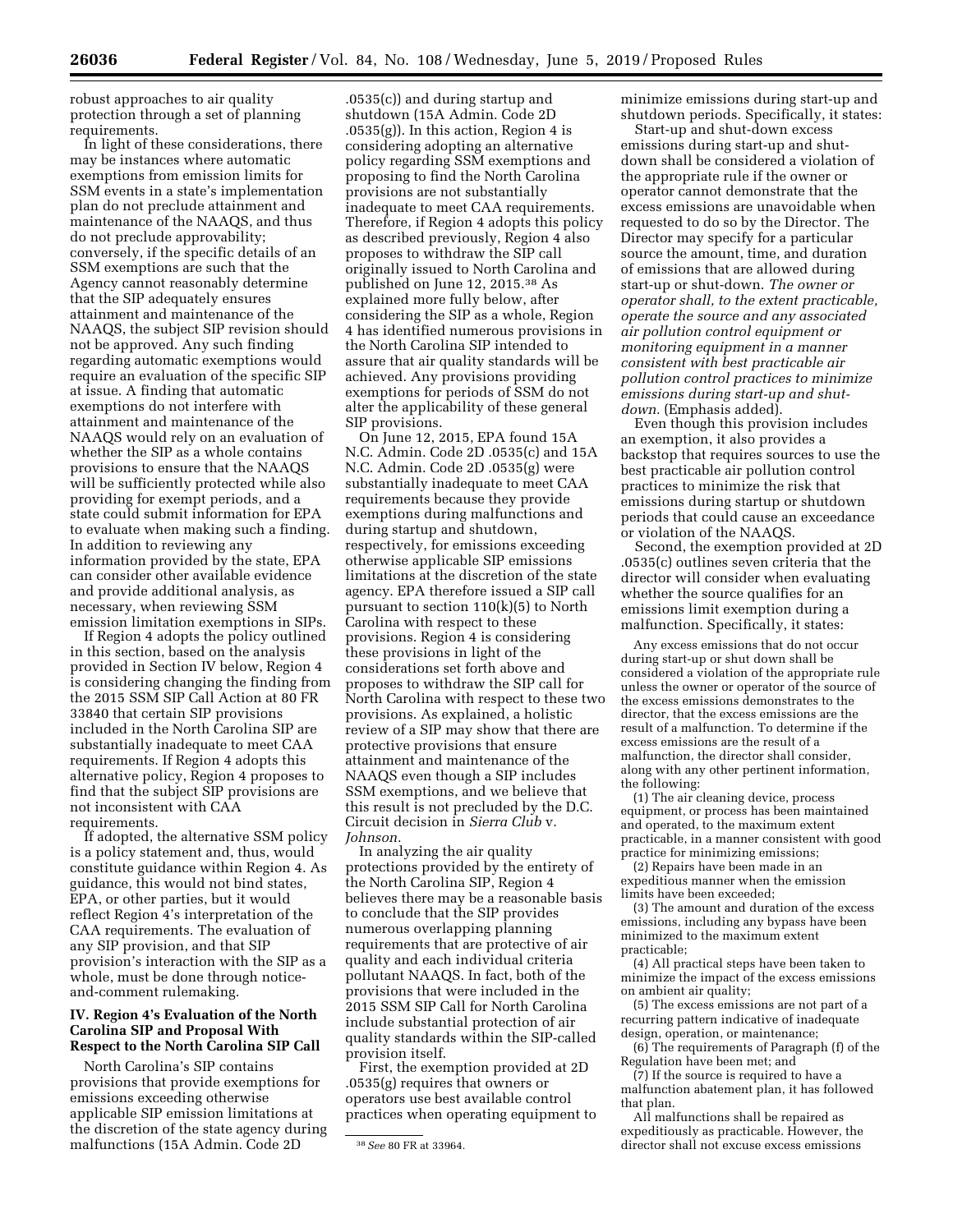robust approaches to air quality protection through a set of planning requirements.

In light of these considerations, there may be instances where automatic exemptions from emission limits for SSM events in a state's implementation plan do not preclude attainment and maintenance of the NAAQS, and thus do not preclude approvability; conversely, if the specific details of an SSM exemptions are such that the Agency cannot reasonably determine that the SIP adequately ensures attainment and maintenance of the NAAQS, the subject SIP revision should not be approved. Any such finding regarding automatic exemptions would require an evaluation of the specific SIP at issue. A finding that automatic exemptions do not interfere with attainment and maintenance of the NAAQS would rely on an evaluation of whether the SIP as a whole contains provisions to ensure that the NAAQS will be sufficiently protected while also providing for exempt periods, and a state could submit information for EPA to evaluate when making such a finding. In addition to reviewing any information provided by the state, EPA can consider other available evidence and provide additional analysis, as necessary, when reviewing SSM emission limitation exemptions in SIPs.

If Region 4 adopts the policy outlined in this section, based on the analysis provided in Section IV below, Region 4 is considering changing the finding from the 2015 SSM SIP Call Action at 80 FR 33840 that certain SIP provisions included in the North Carolina SIP are substantially inadequate to meet CAA requirements. If Region 4 adopts this alternative policy, Region 4 proposes to find that the subject SIP provisions are not inconsistent with CAA requirements.

If adopted, the alternative SSM policy is a policy statement and, thus, would constitute guidance within Region 4. As guidance, this would not bind states, EPA, or other parties, but it would reflect Region 4's interpretation of the CAA requirements. The evaluation of any SIP provision, and that SIP provision's interaction with the SIP as a whole, must be done through notice-and-comment rulemaking.

## IV. Region 4's Evaluation of the North Carolina SIP and Proposal With Respect to the North Carolina SIP Call

North Carolina's SIP contains provisions that provide exemptions for emissions exceeding otherwise applicable SIP emission limitations at the discretion of the state agency during malfunctions (15A Admin. Code 2D .0535(c)) and during startup and shutdown (15A Admin. Code 2D .0535(g)). In this action, Region 4 is considering adopting an alternative policy regarding SSM exemptions and proposing to find the North Carolina provisions are not substantially inadequate to meet CAA requirements. Therefore, if Region 4 adopts this policy as described previously, Region 4 also proposes to withdraw the SIP call originally issued to North Carolina and published on June 12, 2015.[38] As explained more fully below, after considering the SIP as a whole, Region 4 has identified numerous provisions in the North Carolina SIP intended to assure that air quality standards will be achieved. Any provisions providing exemptions for periods of SSM do not alter the applicability of these general SIP provisions.

On June 12, 2015, EPA found 15A N.C. Admin. Code 2D .0535(c) and 15A N.C. Admin. Code 2D .0535(g) were substantially inadequate to meet CAA requirements because they provide exemptions during malfunctions and during startup and shutdown, respectively, for emissions exceeding otherwise applicable SIP emissions limitations at the discretion of the state agency. EPA therefore issued a SIP call pursuant to section 110(k)(5) to North Carolina with respect to these provisions. Region 4 is considering these provisions in light of the considerations set forth above and proposes to withdraw the SIP call for North Carolina with respect to these two provisions. As explained, a holistic review of a SIP may show that there are protective provisions that ensure attainment and maintenance of the NAAQS even though a SIP includes SSM exemptions, and we believe that this result is not precluded by the D.C. Circuit decision in *Sierra Club* v. *Johnson.*

In analyzing the air quality protections provided by the entirety of the North Carolina SIP, Region 4 believes there may be a reasonable basis to conclude that the SIP provides numerous overlapping planning requirements that are protective of air quality and each individual criteria pollutant NAAQS. In fact, both of the provisions that were included in the 2015 SSM SIP Call for North Carolina include substantial protection of air quality standards within the SIP-called provision itself.

First, the exemption provided at 2D .0535(g) requires that owners or operators use best available control practices when operating equipment to minimize emissions during start-up and shutdown periods. Specifically, it states:

Start-up and shut-down excess emissions during start-up and shut-down shall be considered a violation of the appropriate rule if the owner or operator cannot demonstrate that the excess emissions are unavoidable when requested to do so by the Director. The Director may specify for a particular source the amount, time, and duration of emissions that are allowed during start-up or shut-down. *The owner or operator shall, to the extent practicable, operate the source and any associated air pollution control equipment or monitoring equipment in a manner consistent with best practicable air pollution control practices to minimize emissions during start-up and shut-down.* (Emphasis added).

Even though this provision includes an exemption, it also provides a backstop that requires sources to use the best practicable air pollution control practices to minimize the risk that emissions during startup or shutdown periods that could cause an exceedance or violation of the NAAQS.

Second, the exemption provided at 2D .0535(c) outlines seven criteria that the director will consider when evaluating whether the source qualifies for an emissions limit exemption during a malfunction. Specifically, it states:

> Any excess emissions that do not occur during start-up or shut down shall be considered a violation of the appropriate rule unless the owner or operator of the source of the excess emissions demonstrates to the director, that the excess emissions are the result of a malfunction. To determine if the excess emissions are the result of a malfunction, the director shall consider, along with any other pertinent information, the following:
>
> (1) The air cleaning device, process equipment, or process has been maintained and operated, to the maximum extent practicable, in a manner consistent with good practice for minimizing emissions;
>
> (2) Repairs have been made in an expeditious manner when the emission limits have been exceeded;
>
> (3) The amount and duration of the excess emissions, including any bypass have been minimized to the maximum extent practicable;
>
> (4) All practical steps have been taken to minimize the impact of the excess emissions on ambient air quality;
>
> (5) The excess emissions are not part of a recurring pattern indicative of inadequate design, operation, or maintenance;
>
> (6) The requirements of Paragraph (f) of the Regulation have been met; and
>
> (7) If the source is required to have a malfunction abatement plan, it has followed that plan.
>
> All malfunctions shall be repaired as expeditiously as practicable. However, the director shall not excuse excess emissions

[38] *See* 80 FR at 33964.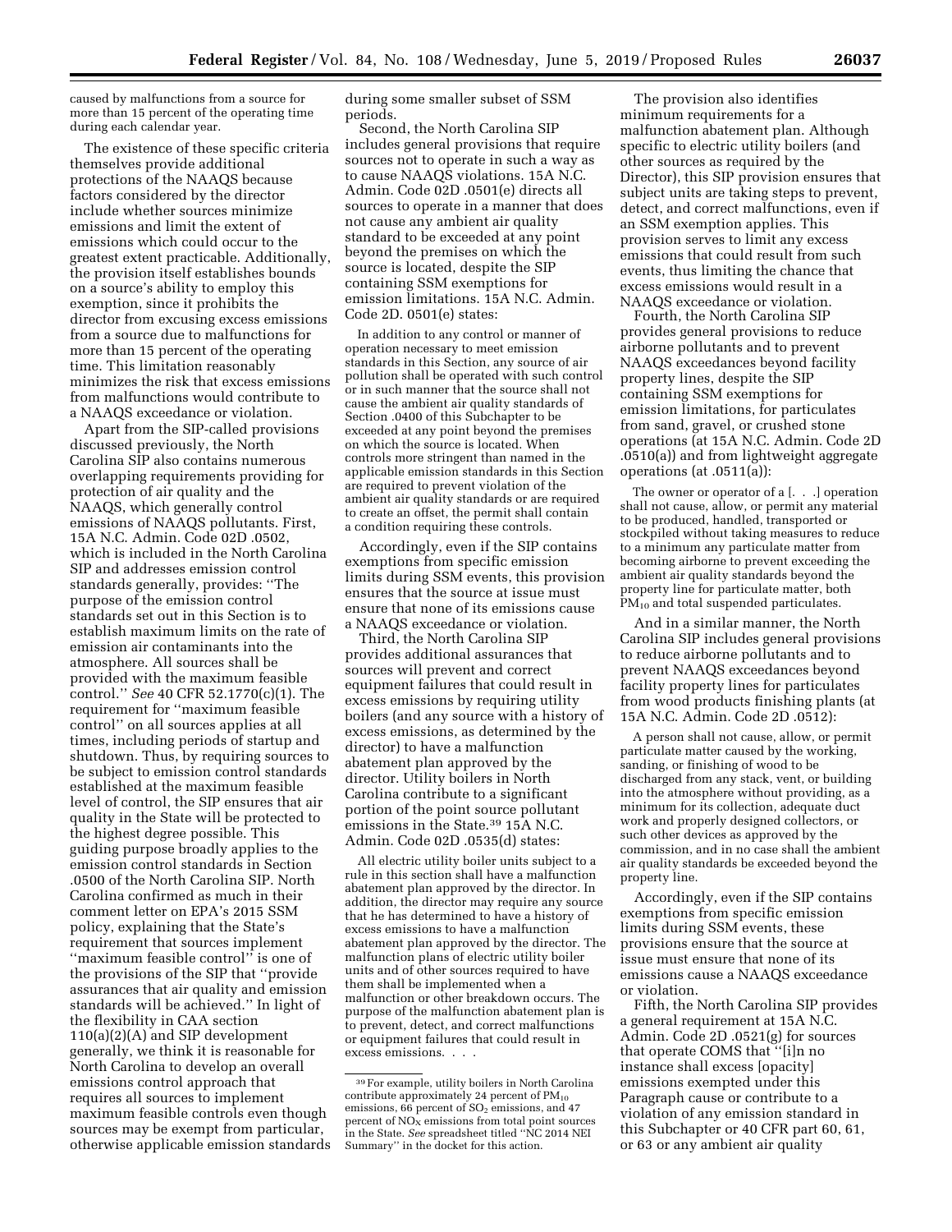caused by malfunctions from a source for more than 15 percent of the operating time during each calendar year.

The existence of these specific criteria themselves provide additional protections of the NAAQS because factors considered by the director include whether sources minimize emissions and limit the extent of emissions which could occur to the greatest extent practicable. Additionally, the provision itself establishes bounds on a source's ability to employ this exemption, since it prohibits the director from excusing excess emissions from a source due to malfunctions for more than 15 percent of the operating time. This limitation reasonably minimizes the risk that excess emissions from malfunctions would contribute to a NAAQS exceedance or violation.

Apart from the SIP-called provisions discussed previously, the North Carolina SIP also contains numerous overlapping requirements providing for protection of air quality and the NAAQS, which generally control emissions of NAAQS pollutants. First, 15A N.C. Admin. Code 02D .0502, which is included in the North Carolina SIP and addresses emission control standards generally, provides: "The purpose of the emission control standards set out in this Section is to establish maximum limits on the rate of emission air contaminants into the atmosphere. All sources shall be provided with the maximum feasible control." *See* 40 CFR 52.1770(c)(1). The requirement for "maximum feasible control" on all sources applies at all times, including periods of startup and shutdown. Thus, by requiring sources to be subject to emission control standards established at the maximum feasible level of control, the SIP ensures that air quality in the State will be protected to the highest degree possible. This guiding purpose broadly applies to the emission control standards in Section .0500 of the North Carolina SIP. North Carolina confirmed as much in their comment letter on EPA's 2015 SSM policy, explaining that the State's requirement that sources implement "maximum feasible control" is one of the provisions of the SIP that "provide assurances that air quality and emission standards will be achieved." In light of the flexibility in CAA section 110(a)(2)(A) and SIP development generally, we think it is reasonable for North Carolina to develop an overall emissions control approach that requires all sources to implement maximum feasible controls even though sources may be exempt from particular, otherwise applicable emission standards during some smaller subset of SSM periods.

Second, the North Carolina SIP includes general provisions that require sources not to operate in such a way as to cause NAAQS violations. 15A N.C. Admin. Code 02D .0501(e) directs all sources to operate in a manner that does not cause any ambient air quality standard to be exceeded at any point beyond the premises on which the source is located, despite the SIP containing SSM exemptions for emission limitations. 15A N.C. Admin. Code 2D. 0501(e) states:

> In addition to any control or manner of operation necessary to meet emission standards in this Section, any source of air pollution shall be operated with such control or in such manner that the source shall not cause the ambient air quality standards of Section .0400 of this Subchapter to be exceeded at any point beyond the premises on which the source is located. When controls more stringent than named in the applicable emission standards in this Section are required to prevent violation of the ambient air quality standards or are required to create an offset, the permit shall contain a condition requiring these controls.

Accordingly, even if the SIP contains exemptions from specific emission limits during SSM events, this provision ensures that the source at issue must ensure that none of its emissions cause a NAAQS exceedance or violation.

Third, the North Carolina SIP provides additional assurances that sources will prevent and correct equipment failures that could result in excess emissions by requiring utility boilers (and any source with a history of excess emissions, as determined by the director) to have a malfunction abatement plan approved by the director. Utility boilers in North Carolina contribute to a significant portion of the point source pollutant emissions in the State.[39] 15A N.C. Admin. Code 02D .0535(d) states:

> All electric utility boiler units subject to a rule in this section shall have a malfunction abatement plan approved by the director. In addition, the director may require any source that he has determined to have a history of excess emissions to have a malfunction abatement plan approved by the director. The malfunction plans of electric utility boiler units and of other sources required to have them shall be implemented when a malfunction or other breakdown occurs. The purpose of the malfunction abatement plan is to prevent, detect, and correct malfunctions or equipment failures that could result in excess emissions. . . .

The provision also identifies minimum requirements for a malfunction abatement plan. Although specific to electric utility boilers (and other sources as required by the Director), this SIP provision ensures that subject units are taking steps to prevent, detect, and correct malfunctions, even if an SSM exemption applies. This provision serves to limit any excess emissions that could result from such events, thus limiting the chance that excess emissions would result in a NAAQS exceedance or violation.

Fourth, the North Carolina SIP provides general provisions to reduce airborne pollutants and to prevent NAAQS exceedances beyond facility property lines, despite the SIP containing SSM exemptions for emission limitations, for particulates from sand, gravel, or crushed stone operations (at 15A N.C. Admin. Code 2D .0510(a)) and from lightweight aggregate operations (at .0511(a)):

> The owner or operator of a [. . .] operation shall not cause, allow, or permit any material to be produced, handled, transported or stockpiled without taking measures to reduce to a minimum any particulate matter from becoming airborne to prevent exceeding the ambient air quality standards beyond the property line for particulate matter, both $PM_{10}$ and total suspended particulates.

And in a similar manner, the North Carolina SIP includes general provisions to reduce airborne pollutants and to prevent NAAQS exceedances beyond facility property lines for particulates from wood products finishing plants (at 15A N.C. Admin. Code 2D .0512):

> A person shall not cause, allow, or permit particulate matter caused by the working, sanding, or finishing of wood to be discharged from any stack, vent, or building into the atmosphere without providing, as a minimum for its collection, adequate duct work and properly designed collectors, or such other devices as approved by the commission, and in no case shall the ambient air quality standards be exceeded beyond the property line.

Accordingly, even if the SIP contains exemptions from specific emission limits during SSM events, these provisions ensure that the source at issue must ensure that none of its emissions cause a NAAQS exceedance or violation.

Fifth, the North Carolina SIP provides a general requirement at 15A N.C. Admin. Code 2D .0521(g) for sources that operate COMS that "[i]n no instance shall excess [opacity] emissions exempted under this Paragraph cause or contribute to a violation of any emission standard in this Subchapter or 40 CFR part 60, 61, or 63 or any ambient air quality

---

[39] For example, utility boilers in North Carolina contribute approximately 24 percent of $PM_{10}$ emissions, 66 percent of $SO_2$ emissions, and 47 percent of $NO_X$ emissions from total point sources in the State. *See* spreadsheet titled "NC 2014 NEI Summary" in the docket for this action.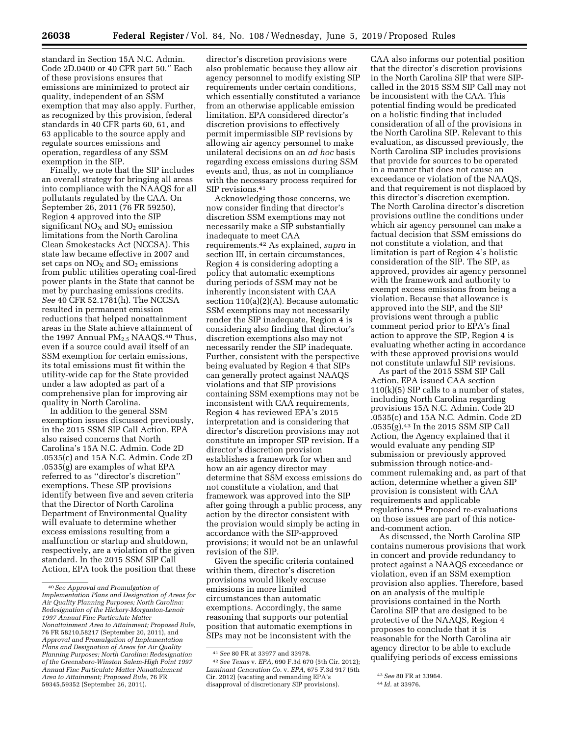standard in Section 15A N.C. Admin. Code 2D.0400 or 40 CFR part 50.'' Each of these provisions ensures that emissions are minimized to protect air quality, independent of an SSM exemption that may also apply. Further, as recognized by this provision, federal standards in 40 CFR parts 60, 61, and 63 applicable to the source apply and regulate sources emissions and operation, regardless of any SSM exemption in the SIP.

Finally, we note that the SIP includes an overall strategy for bringing all areas into compliance with the NAAQS for all pollutants regulated by the CAA. On September 26, 2011 (76 FR 59250), Region 4 approved into the SIP significant $NO_X$ and $SO_2$ emission limitations from the North Carolina Clean Smokestacks Act (NCCSA). This state law became effective in 2007 and set caps on $NO_X$ and $SO_2$ emissions from public utilities operating coal-fired power plants in the State that cannot be met by purchasing emissions credits. *See* 40 CFR 52.1781(h). The NCCSA resulted in permanent emission reductions that helped nonattainment areas in the State achieve attainment of the 1997 Annual $PM_{2.5}$ NAAQS.[40] Thus, even if a source could avail itself of an SSM exemption for certain emissions, its total emissions must fit within the utility-wide cap for the State provided under a law adopted as part of a comprehensive plan for improving air quality in North Carolina.

In addition to the general SSM exemption issues discussed previously, in the 2015 SSM SIP Call Action, EPA also raised concerns that North Carolina's 15A N.C. Admin. Code 2D .0535(c) and 15A N.C. Admin. Code 2D .0535(g) are examples of what EPA referred to as ''director's discretion'' exemptions. These SIP provisions identify between five and seven criteria that the Director of North Carolina Department of Environmental Quality will evaluate to determine whether excess emissions resulting from a malfunction or startup and shutdown, respectively, are a violation of the given standard. In the 2015 SSM SIP Call Action, EPA took the position that these director's discretion provisions were also problematic because they allow air agency personnel to modify existing SIP requirements under certain conditions, which essentially constituted a variance from an otherwise applicable emission limitation. EPA considered director's discretion provisions to effectively permit impermissible SIP revisions by allowing air agency personnel to make unilateral decisions on an *ad hoc* basis regarding excess emissions during SSM events and, thus, as not in compliance with the necessary process required for SIP revisions.[41]

Acknowledging those concerns, we now consider finding that director's discretion SSM exemptions may not necessarily make a SIP substantially inadequate to meet CAA requirements.[42] As explained, *supra* in section III, in certain circumstances, Region 4 is considering adopting a policy that automatic exemptions during periods of SSM may not be inherently inconsistent with CAA section 110(a)(2)(A). Because automatic SSM exemptions may not necessarily render the SIP inadequate, Region 4 is considering also finding that director's discretion exemptions also may not necessarily render the SIP inadequate. Further, consistent with the perspective being evaluated by Region 4 that SIPs can generally protect against NAAQS violations and that SIP provisions containing SSM exemptions may not be inconsistent with CAA requirements, Region 4 has reviewed EPA's 2015 interpretation and is considering that director's discretion provisions may not constitute an improper SIP revision. If a director's discretion provision establishes a framework for when and how an air agency director may determine that SSM excess emissions do not constitute a violation, and that framework was approved into the SIP after going through a public process, any action by the director consistent with the provision would simply be acting in accordance with the SIP-approved provisions; it would not be an unlawful revision of the SIP.

Given the specific criteria contained within them, director's discretion provisions would likely excuse emissions in more limited circumstances than automatic exemptions. Accordingly, the same reasoning that supports our potential position that automatic exemptions in SIPs may not be inconsistent with the CAA also informs our potential position that the director's discretion provisions in the North Carolina SIP that were SIP-called in the 2015 SSM SIP Call may not be inconsistent with the CAA. This potential finding would be predicated on a holistic finding that included consideration of all of the provisions in the North Carolina SIP. Relevant to this evaluation, as discussed previously, the North Carolina SIP includes provisions that provide for sources to be operated in a manner that does not cause an exceedance or violation of the NAAQS, and that requirement is not displaced by this director's discretion exemption. The North Carolina director's discretion provisions outline the conditions under which air agency personnel can make a factual decision that SSM emissions do not constitute a violation, and that limitation is part of Region 4's holistic consideration of the SIP. The SIP, as approved, provides air agency personnel with the framework and authority to exempt excess emissions from being a violation. Because that allowance is approved into the SIP, and the SIP provisions went through a public comment period prior to EPA's final action to approve the SIP, Region 4 is evaluating whether acting in accordance with these approved provisions would not constitute unlawful SIP revisions.

As part of the 2015 SSM SIP Call Action, EPA issued CAA section 110(k)(5) SIP calls to a number of states, including North Carolina regarding provisions 15A N.C. Admin. Code 2D .0535(c) and 15A N.C. Admin. Code 2D .0535(g).[43] In the 2015 SSM SIP Call Action, the Agency explained that it would evaluate any pending SIP submission or previously approved submission through notice-and-comment rulemaking and, as part of that action, determine whether a given SIP provision is consistent with CAA requirements and applicable regulations.[44] Proposed re-evaluations on those issues are part of this notice-and-comment action.

As discussed, the North Carolina SIP contains numerous provisions that work in concert and provide redundancy to protect against a NAAQS exceedance or violation, even if an SSM exemption provision also applies. Therefore, based on an analysis of the multiple provisions contained in the North Carolina SIP that are designed to be protective of the NAAQS, Region 4 proposes to conclude that it is reasonable for the North Carolina air agency director to be able to exclude qualifying periods of excess emissions

---

[40] *See Approval and Promulgation of Implementation Plans and Designation of Areas for Air Quality Planning Purposes; North Carolina: Redesignation of the Hickory-Morganton-Lenoir 1997 Annual Fine Particulate Matter Nonattainment Area to Attainment; Proposed Rule,* 76 FR 58210,58217 (September 20, 2011), and *Approval and Promulgation of Implementation Plans and Designation of Areas for Air Quality Planning Purposes; North Carolina: Redesignation of the Greensboro-Winston Salem-High Point 1997 Annual Fine Particulate Matter Nonattainment Area to Attainment; Proposed Rule,* 76 FR 59345,59352 (September 26, 2011).

[41] *See* 80 FR at 33977 and 33978.

[42] *See Texas* v. *EPA,* 690 F.3d 670 (5th Cir. 2012); *Luminant Generation Co.* v. *EPA,* 675 F.3d 917 (5th Cir. 2012) (vacating and remanding EPA's disapproval of discretionary SIP provisions).

[43] *See* 80 FR at 33964.

[44] *Id.* at 33976.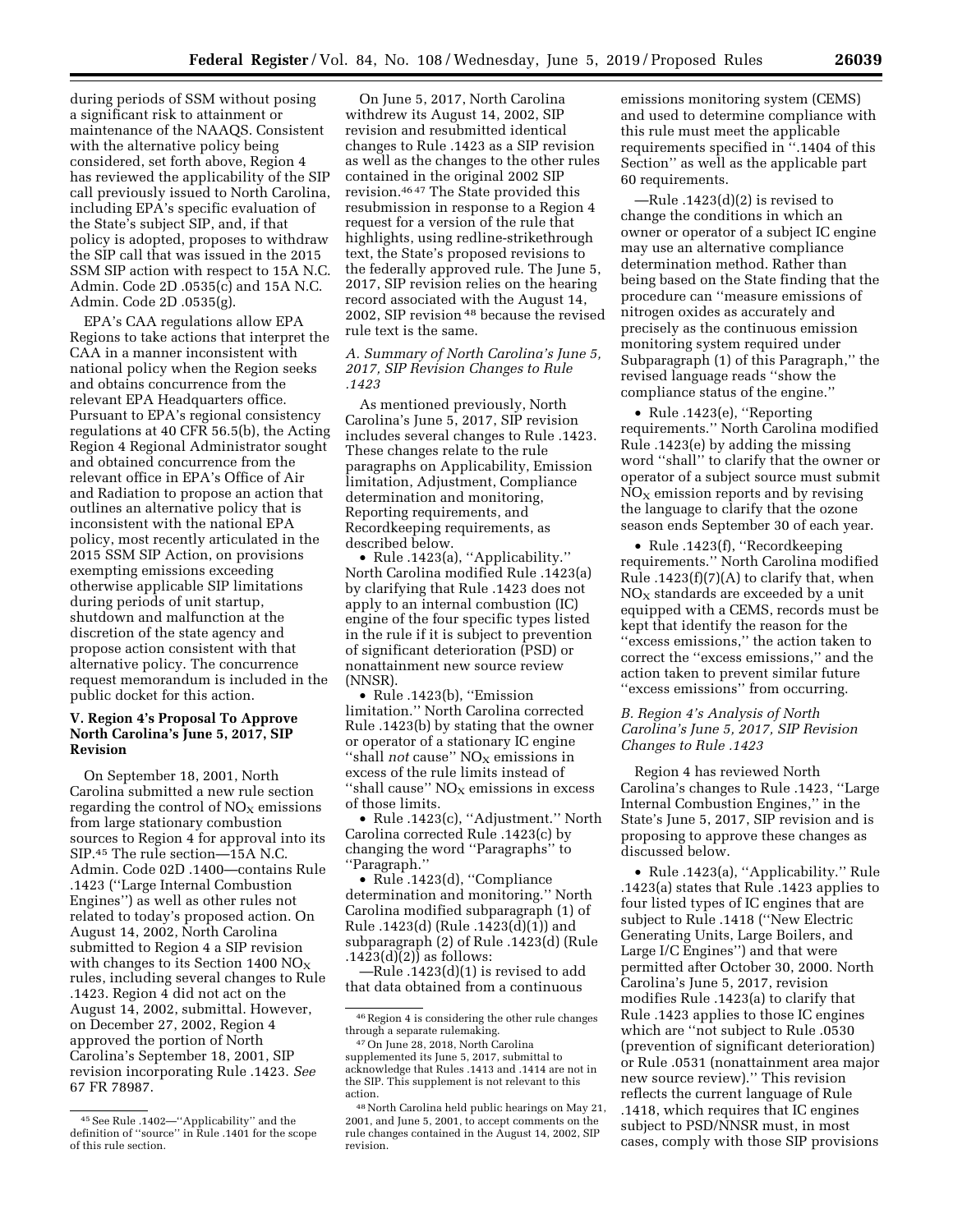during periods of SSM without posing a significant risk to attainment or maintenance of the NAAQS. Consistent with the alternative policy being considered, set forth above, Region 4 has reviewed the applicability of the SIP call previously issued to North Carolina, including EPA's specific evaluation of the State's subject SIP, and, if that policy is adopted, proposes to withdraw the SIP call that was issued in the 2015 SSM SIP action with respect to 15A N.C. Admin. Code 2D .0535(c) and 15A N.C. Admin. Code 2D .0535(g).

EPA's CAA regulations allow EPA Regions to take actions that interpret the CAA in a manner inconsistent with national policy when the Region seeks and obtains concurrence from the relevant EPA Headquarters office. Pursuant to EPA's regional consistency regulations at 40 CFR 56.5(b), the Acting Region 4 Regional Administrator sought and obtained concurrence from the relevant office in EPA's Office of Air and Radiation to propose an action that outlines an alternative policy that is inconsistent with the national EPA policy, most recently articulated in the 2015 SSM SIP Action, on provisions exempting emissions exceeding otherwise applicable SIP limitations during periods of unit startup, shutdown and malfunction at the discretion of the state agency and propose action consistent with that alternative policy. The concurrence request memorandum is included in the public docket for this action.

## V. Region 4's Proposal To Approve North Carolina's June 5, 2017, SIP Revision

On September 18, 2001, North Carolina submitted a new rule section regarding the control of $NO_X$ emissions from large stationary combustion sources to Region 4 for approval into its SIP.[45] The rule section—15A N.C. Admin. Code 02D .1400—contains Rule .1423 (''Large Internal Combustion Engines'') as well as other rules not related to today's proposed action. On August 14, 2002, North Carolina submitted to Region 4 a SIP revision with changes to its Section 1400 $NO_X$ rules, including several changes to Rule .1423. Region 4 did not act on the August 14, 2002, submittal. However, on December 27, 2002, Region 4 approved the portion of North Carolina's September 18, 2001, SIP revision incorporating Rule .1423. *See* 67 FR 78987.

On June 5, 2017, North Carolina withdrew its August 14, 2002, SIP revision and resubmitted identical changes to Rule .1423 as a SIP revision as well as the changes to the other rules contained in the original 2002 SIP revision.[46] [47] The State provided this resubmission in response to a Region 4 request for a version of the rule that highlights, using redline-strikethrough text, the State's proposed revisions to the federally approved rule. The June 5, 2017, SIP revision relies on the hearing record associated with the August 14, 2002, SIP revision[48] because the revised rule text is the same.

### A. Summary of North Carolina's June 5, 2017, SIP Revision Changes to Rule .1423

As mentioned previously, North Carolina's June 5, 2017, SIP revision includes several changes to Rule .1423. These changes relate to the rule paragraphs on Applicability, Emission limitation, Adjustment, Compliance determination and monitoring, Reporting requirements, and Recordkeeping requirements, as described below.

- Rule .1423(a), ''Applicability.'' North Carolina modified Rule .1423(a) by clarifying that Rule .1423 does not apply to an internal combustion (IC) engine of the four specific types listed in the rule if it is subject to prevention of significant deterioration (PSD) or nonattainment new source review (NNSR).
- Rule .1423(b), ''Emission limitation.'' North Carolina corrected Rule .1423(b) by stating that the owner or operator of a stationary IC engine ''shall *not* cause'' $NO_X$ emissions in excess of the rule limits instead of ''shall cause'' $NO_X$ emissions in excess of those limits.
- Rule .1423(c), ''Adjustment.'' North Carolina corrected Rule .1423(c) by changing the word ''Paragraphs'' to ''Paragraph.''
- Rule .1423(d), ''Compliance determination and monitoring.'' North Carolina modified subparagraph (1) of Rule .1423(d) (Rule .1423(d)(1)) and subparagraph (2) of Rule .1423(d) (Rule .1423(d)(2)) as follows:

—Rule .1423(d)(1) is revised to add that data obtained from a continuous emissions monitoring system (CEMS) and used to determine compliance with this rule must meet the applicable requirements specified in ''.1404 of this Section'' as well as the applicable part 60 requirements.

—Rule .1423(d)(2) is revised to change the conditions in which an owner or operator of a subject IC engine may use an alternative compliance determination method. Rather than being based on the State finding that the procedure can ''measure emissions of nitrogen oxides as accurately and precisely as the continuous emission monitoring system required under Subparagraph (1) of this Paragraph,'' the revised language reads ''show the compliance status of the engine.''

- Rule .1423(e), ''Reporting requirements.'' North Carolina modified Rule .1423(e) by adding the missing word ''shall'' to clarify that the owner or operator of a subject source must submit $NO_X$ emission reports and by revising the language to clarify that the ozone season ends September 30 of each year.
- Rule .1423(f), ''Recordkeeping requirements.'' North Carolina modified Rule .1423(f)(7)(A) to clarify that, when $NO_X$ standards are exceeded by a unit equipped with a CEMS, records must be kept that identify the reason for the ''excess emissions,'' the action taken to correct the ''excess emissions,'' and the action taken to prevent similar future ''excess emissions'' from occurring.

### B. Region 4's Analysis of North Carolina's June 5, 2017, SIP Revision Changes to Rule .1423

Region 4 has reviewed North Carolina's changes to Rule .1423, ''Large Internal Combustion Engines,'' in the State's June 5, 2017, SIP revision and is proposing to approve these changes as discussed below.

- Rule .1423(a), ''Applicability.'' Rule .1423(a) states that Rule .1423 applies to four listed types of IC engines that are subject to Rule .1418 (''New Electric Generating Units, Large Boilers, and Large I/C Engines'') and that were permitted after October 30, 2000. North Carolina's June 5, 2017, revision modifies Rule .1423(a) to clarify that Rule .1423 applies to those IC engines which are ''not subject to Rule .0530 (prevention of significant deterioration) or Rule .0531 (nonattainment area major new source review).'' This revision reflects the current language of Rule .1418, which requires that IC engines subject to PSD/NNSR must, in most cases, comply with those SIP provisions

---

[45] See Rule .1402—''Applicability'' and the definition of ''source'' in Rule .1401 for the scope of this rule section.

[46] Region 4 is considering the other rule changes through a separate rulemaking.

[47] On June 28, 2018, North Carolina supplemented its June 5, 2017, submittal to acknowledge that Rules .1413 and .1414 are not in the SIP. This supplement is not relevant to this action.

[48] North Carolina held public hearings on May 21, 2001, and June 5, 2001, to accept comments on the rule changes contained in the August 14, 2002, SIP revision.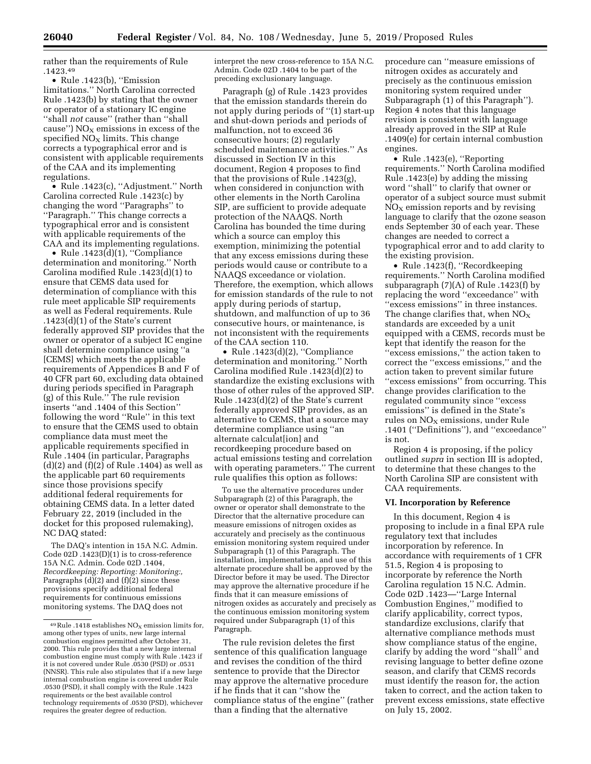rather than the requirements of Rule .1423.[49]

- Rule .1423(b), ''Emission limitations.'' North Carolina corrected Rule .1423(b) by stating that the owner or operator of a stationary IC engine ''shall *not* cause'' (rather than ''shall cause'') $NO_X$ emissions in excess of the specified $NO_X$ limits. This change corrects a typographical error and is consistent with applicable requirements of the CAA and its implementing regulations.
- Rule .1423(c), ''Adjustment.'' North Carolina corrected Rule .1423(c) by changing the word ''Paragraphs'' to ''Paragraph.'' This change corrects a typographical error and is consistent with applicable requirements of the CAA and its implementing regulations.
- Rule .1423(d)(1), ''Compliance determination and monitoring.'' North Carolina modified Rule .1423(d)(1) to ensure that CEMS data used for determination of compliance with this rule meet applicable SIP requirements as well as Federal requirements. Rule .1423(d)(1) of the State's current federally approved SIP provides that the owner or operator of a subject IC engine shall determine compliance using ''a [CEMS] which meets the applicable requirements of Appendices B and F of 40 CFR part 60, excluding data obtained during periods specified in Paragraph (g) of this Rule.'' The rule revision inserts ''and .1404 of this Section'' following the word ''Rule'' in this text to ensure that the CEMS used to obtain compliance data must meet the applicable requirements specified in Rule .1404 (in particular, Paragraphs (d)(2) and (f)(2) of Rule .1404) as well as the applicable part 60 requirements since those provisions specify additional federal requirements for obtaining CEMS data. In a letter dated February 22, 2019 (included in the docket for this proposed rulemaking), NC DAQ stated:

> The DAQ's intention in 15A N.C. Admin. Code 02D .1423(D)(1) is to cross-reference 15A N.C. Admin. Code 02D .1404, *Recordkeeping: Reporting: Monitoring:,* Paragraphs (d)(2) and (f)(2) since these provisions specify additional federal requirements for continuous emissions monitoring systems. The DAQ does not interpret the new cross-reference to 15A N.C. Admin. Code 02D .1404 to be part of the preceding exclusionary language.

Paragraph (g) of Rule .1423 provides that the emission standards therein do not apply during periods of ''(1) start-up and shut-down periods and periods of malfunction, not to exceed 36 consecutive hours; (2) regularly scheduled maintenance activities.'' As discussed in Section IV in this document, Region 4 proposes to find that the provisions of Rule .1423(g), when considered in conjunction with other elements in the North Carolina SIP, are sufficient to provide adequate protection of the NAAQS. North Carolina has bounded the time during which a source can employ this exemption, minimizing the potential that any excess emissions during these periods would cause or contribute to a NAAQS exceedance or violation. Therefore, the exemption, which allows for emission standards of the rule to not apply during periods of startup, shutdown, and malfunction of up to 36 consecutive hours, or maintenance, is not inconsistent with the requirements of the CAA section 110.

- Rule .1423(d)(2), ''Compliance determination and monitoring.'' North Carolina modified Rule .1423(d)(2) to standardize the existing exclusions with those of other rules of the approved SIP. Rule .1423(d)(2) of the State's current federally approved SIP provides, as an alternative to CEMS, that a source may determine compliance using ''an alternate calculat[ion] and recordkeeping procedure based on actual emissions testing and correlation with operating parameters.'' The current rule qualifies this option as follows:

> To use the alternative procedures under Subparagraph (2) of this Paragraph, the owner or operator shall demonstrate to the Director that the alternative procedure can measure emissions of nitrogen oxides as accurately and precisely as the continuous emission monitoring system required under Subparagraph (1) of this Paragraph. The installation, implementation, and use of this alternate procedure shall be approved by the Director before it may be used. The Director may approve the alternative procedure if he finds that it can measure emissions of nitrogen oxides as accurately and precisely as the continuous emission monitoring system required under Subparagraph (1) of this Paragraph.

The rule revision deletes the first sentence of this qualification language and revises the condition of the third sentence to provide that the Director may approve the alternative procedure if he finds that it can ''show the compliance status of the engine'' (rather than a finding that the alternative procedure can ''measure emissions of nitrogen oxides as accurately and precisely as the continuous emission monitoring system required under Subparagraph (1) of this Paragraph''). Region 4 notes that this language revision is consistent with language already approved in the SIP at Rule .1409(e) for certain internal combustion engines.

- Rule .1423(e), ''Reporting requirements.'' North Carolina modified Rule .1423(e) by adding the missing word ''shall'' to clarify that owner or operator of a subject source must submit $NO_X$ emission reports and by revising language to clarify that the ozone season ends September 30 of each year. These changes are needed to correct a typographical error and to add clarity to the existing provision.
- Rule .1423(f), ''Recordkeeping requirements.'' North Carolina modified subparagraph (7)(A) of Rule .1423(f) by replacing the word ''exceedance'' with ''excess emissions'' in three instances. The change clarifies that, when $NO_X$ standards are exceeded by a unit equipped with a CEMS, records must be kept that identify the reason for the ''excess emissions,'' the action taken to correct the ''excess emissions,'' and the action taken to prevent similar future ''excess emissions'' from occurring. This change provides clarification to the regulated community since ''excess emissions'' is defined in the State's rules on $NO_X$ emissions, under Rule .1401 (''Definitions''), and ''exceedance'' is not.

Region 4 is proposing, if the policy outlined *supra* in section III is adopted, to determine that these changes to the North Carolina SIP are consistent with CAA requirements.

## VI. Incorporation by Reference

In this document, Region 4 is proposing to include in a final EPA rule regulatory text that includes incorporation by reference. In accordance with requirements of 1 CFR 51.5, Region 4 is proposing to incorporate by reference the North Carolina regulation 15 N.C. Admin. Code 02D .1423—''Large Internal Combustion Engines,'' modified to clarify applicability, correct typos, standardize exclusions, clarify that alternative compliance methods must show compliance status of the engine, clarify by adding the word ''shall'' and revising language to better define ozone season, and clarify that CEMS records must identify the reason for, the action taken to correct, and the action taken to prevent excess emissions, state effective on July 15, 2002.

---

[49] Rule .1418 establishes $NO_X$ emission limits for, among other types of units, new large internal combustion engines permitted after October 31, 2000. This rule provides that a new large internal combustion engine must comply with Rule .1423 if it is not covered under Rule .0530 (PSD) or .0531 (NNSR). This rule also stipulates that if a new large internal combustion engine is covered under Rule .0530 (PSD), it shall comply with the Rule .1423 requirements or the best available control technology requirements of .0530 (PSD), whichever requires the greater degree of reduction.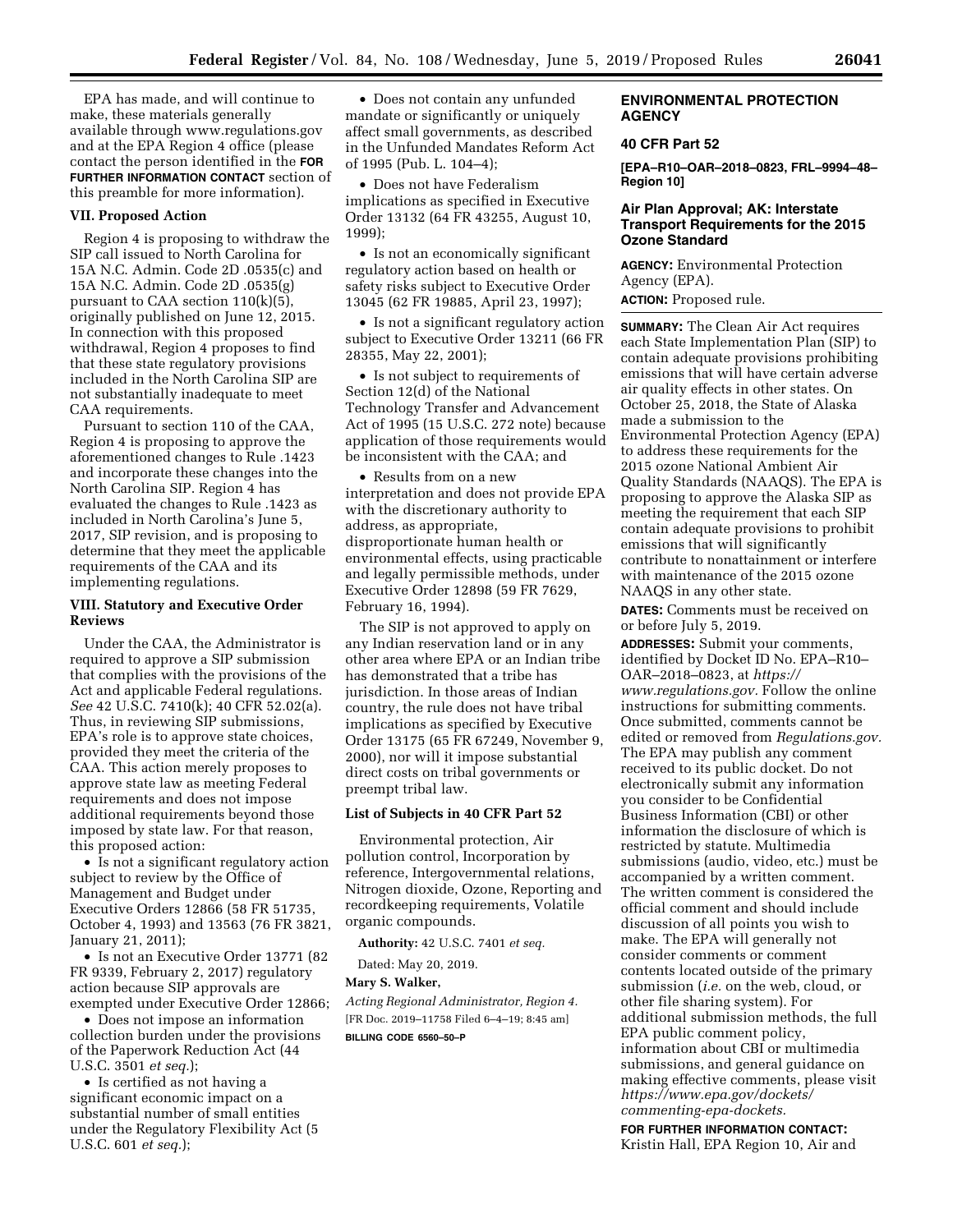EPA has made, and will continue to make, these materials generally available through www.regulations.gov and at the EPA Region 4 office (please contact the person identified in the **FOR FURTHER INFORMATION CONTACT** section of this preamble for more information).

### VII. Proposed Action

Region 4 is proposing to withdraw the SIP call issued to North Carolina for 15A N.C. Admin. Code 2D .0535(c) and 15A N.C. Admin. Code 2D .0535(g) pursuant to CAA section 110(k)(5), originally published on June 12, 2015. In connection with this proposed withdrawal, Region 4 proposes to find that these state regulatory provisions included in the North Carolina SIP are not substantially inadequate to meet CAA requirements.

Pursuant to section 110 of the CAA, Region 4 is proposing to approve the aforementioned changes to Rule .1423 and incorporate these changes into the North Carolina SIP. Region 4 has evaluated the changes to Rule .1423 as included in North Carolina's June 5, 2017, SIP revision, and is proposing to determine that they meet the applicable requirements of the CAA and its implementing regulations.

### VIII. Statutory and Executive Order Reviews

Under the CAA, the Administrator is required to approve a SIP submission that complies with the provisions of the Act and applicable Federal regulations. *See* 42 U.S.C. 7410(k); 40 CFR 52.02(a). Thus, in reviewing SIP submissions, EPA's role is to approve state choices, provided they meet the criteria of the CAA. This action merely proposes to approve state law as meeting Federal requirements and does not impose additional requirements beyond those imposed by state law. For that reason, this proposed action:

- Is not a significant regulatory action subject to review by the Office of Management and Budget under Executive Orders 12866 (58 FR 51735, October 4, 1993) and 13563 (76 FR 3821, January 21, 2011);
- Is not an Executive Order 13771 (82 FR 9339, February 2, 2017) regulatory action because SIP approvals are exempted under Executive Order 12866;
- Does not impose an information collection burden under the provisions of the Paperwork Reduction Act (44 U.S.C. 3501 *et seq.*);
- Is certified as not having a significant economic impact on a substantial number of small entities under the Regulatory Flexibility Act (5 U.S.C. 601 *et seq.*);
- Does not contain any unfunded mandate or significantly or uniquely affect small governments, as described in the Unfunded Mandates Reform Act of 1995 (Pub. L. 104–4);
- Does not have Federalism implications as specified in Executive Order 13132 (64 FR 43255, August 10, 1999);
- Is not an economically significant regulatory action based on health or safety risks subject to Executive Order 13045 (62 FR 19885, April 23, 1997);
- Is not a significant regulatory action subject to Executive Order 13211 (66 FR 28355, May 22, 2001);
- Is not subject to requirements of Section 12(d) of the National Technology Transfer and Advancement Act of 1995 (15 U.S.C. 272 note) because application of those requirements would be inconsistent with the CAA; and
- Results from on a new interpretation and does not provide EPA with the discretionary authority to address, as appropriate, disproportionate human health or environmental effects, using practicable and legally permissible methods, under Executive Order 12898 (59 FR 7629, February 16, 1994).

The SIP is not approved to apply on any Indian reservation land or in any other area where EPA or an Indian tribe has demonstrated that a tribe has jurisdiction. In those areas of Indian country, the rule does not have tribal implications as specified by Executive Order 13175 (65 FR 67249, November 9, 2000), nor will it impose substantial direct costs on tribal governments or preempt tribal law.

### List of Subjects in 40 CFR Part 52

Environmental protection, Air pollution control, Incorporation by reference, Intergovernmental relations, Nitrogen dioxide, Ozone, Reporting and recordkeeping requirements, Volatile organic compounds.

**Authority:** 42 U.S.C. 7401 *et seq.*

Dated: May 20, 2019.

**Mary S. Walker,**

*Acting Regional Administrator, Region 4.*

[FR Doc. 2019–11758 Filed 6–4–19; 8:45 am]

**BILLING CODE 6560–50–P**

---

## ENVIRONMENTAL PROTECTION AGENCY

### 40 CFR Part 52

**[EPA–R10–OAR–2018–0823, FRL–9994–48–Region 10]**

### Air Plan Approval; AK: Interstate Transport Requirements for the 2015 Ozone Standard

**AGENCY:** Environmental Protection Agency (EPA).

**ACTION:** Proposed rule.

**SUMMARY:** The Clean Air Act requires each State Implementation Plan (SIP) to contain adequate provisions prohibiting emissions that will have certain adverse air quality effects in other states. On October 25, 2018, the State of Alaska made a submission to the Environmental Protection Agency (EPA) to address these requirements for the 2015 ozone National Ambient Air Quality Standards (NAAQS). The EPA is proposing to approve the Alaska SIP as meeting the requirement that each SIP contain adequate provisions to prohibit emissions that will significantly contribute to nonattainment or interfere with maintenance of the 2015 ozone NAAQS in any other state.

**DATES:** Comments must be received on or before July 5, 2019.

**ADDRESSES:** Submit your comments, identified by Docket ID No. EPA–R10–OAR–2018–0823, at *https://www.regulations.gov.* Follow the online instructions for submitting comments. Once submitted, comments cannot be edited or removed from *Regulations.gov.* The EPA may publish any comment received to its public docket. Do not electronically submit any information you consider to be Confidential Business Information (CBI) or other information the disclosure of which is restricted by statute. Multimedia submissions (audio, video, etc.) must be accompanied by a written comment. The written comment is considered the official comment and should include discussion of all points you wish to make. The EPA will generally not consider comments or comment contents located outside of the primary submission (*i.e.* on the web, cloud, or other file sharing system). For additional submission methods, the full EPA public comment policy, information about CBI or multimedia submissions, and general guidance on making effective comments, please visit *https://www.epa.gov/dockets/commenting-epa-dockets.*

**FOR FURTHER INFORMATION CONTACT:** Kristin Hall, EPA Region 10, Air and